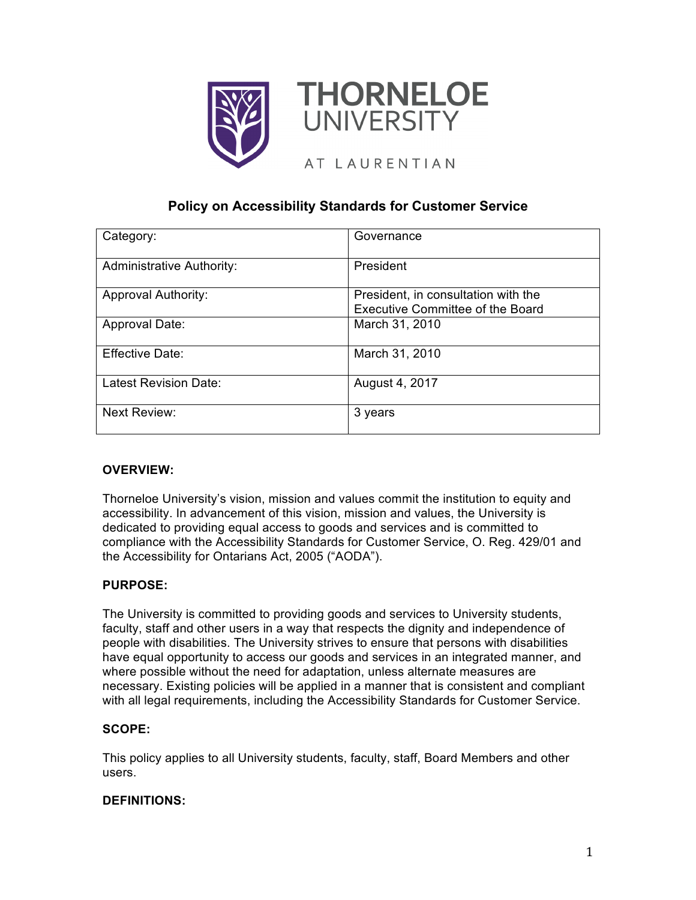THORNELOE UNIVERSITY

AT LAURENTIAN

# Policy on Accessibility Standards for Customer Service

| | |
|---|---|
| Category: | Governance |
| Administrative Authority: | President |
| Approval Authority: | President, in consultation with the Executive Committee of the Board |
| Approval Date: | March 31, 2010 |
| Effective Date: | March 31, 2010 |
| Latest Revision Date: | August 4, 2017 |
| Next Review: | 3 years |

## OVERVIEW:

Thorneloe University's vision, mission and values commit the institution to equity and accessibility. In advancement of this vision, mission and values, the University is dedicated to providing equal access to goods and services and is committed to compliance with the Accessibility Standards for Customer Service, O. Reg. 429/01 and the Accessibility for Ontarians Act, 2005 ("AODA").

## PURPOSE:

The University is committed to providing goods and services to University students, faculty, staff and other users in a way that respects the dignity and independence of people with disabilities. The University strives to ensure that persons with disabilities have equal opportunity to access our goods and services in an integrated manner, and where possible without the need for adaptation, unless alternate measures are necessary. Existing policies will be applied in a manner that is consistent and compliant with all legal requirements, including the Accessibility Standards for Customer Service.

## SCOPE:

This policy applies to all University students, faculty, staff, Board Members and other users.

## DEFINITIONS: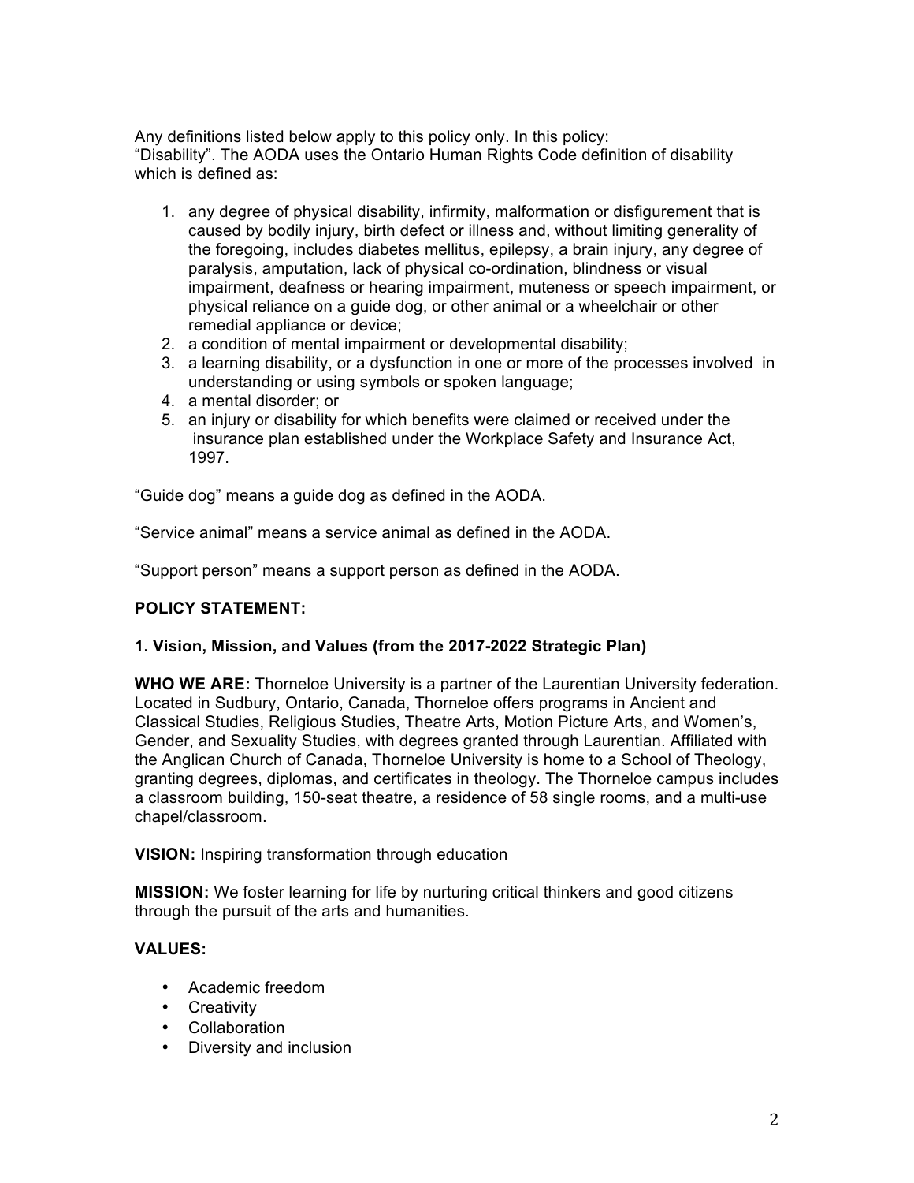Any definitions listed below apply to this policy only. In this policy:
"Disability". The AODA uses the Ontario Human Rights Code definition of disability which is defined as:

1. any degree of physical disability, infirmity, malformation or disfigurement that is caused by bodily injury, birth defect or illness and, without limiting generality of the foregoing, includes diabetes mellitus, epilepsy, a brain injury, any degree of paralysis, amputation, lack of physical co-ordination, blindness or visual impairment, deafness or hearing impairment, muteness or speech impairment, or physical reliance on a guide dog, or other animal or a wheelchair or other remedial appliance or device;
2. a condition of mental impairment or developmental disability;
3. a learning disability, or a dysfunction in one or more of the processes involved in understanding or using symbols or spoken language;
4. a mental disorder; or
5. an injury or disability for which benefits were claimed or received under the insurance plan established under the Workplace Safety and Insurance Act, 1997.

"Guide dog" means a guide dog as defined in the AODA.

"Service animal" means a service animal as defined in the AODA.

"Support person" means a support person as defined in the AODA.

**POLICY STATEMENT:**

**1. Vision, Mission, and Values (from the 2017-2022 Strategic Plan)**

**WHO WE ARE:** Thorneloe University is a partner of the Laurentian University federation. Located in Sudbury, Ontario, Canada, Thorneloe offers programs in Ancient and Classical Studies, Religious Studies, Theatre Arts, Motion Picture Arts, and Women's, Gender, and Sexuality Studies, with degrees granted through Laurentian. Affiliated with the Anglican Church of Canada, Thorneloe University is home to a School of Theology, granting degrees, diplomas, and certificates in theology. The Thorneloe campus includes a classroom building, 150-seat theatre, a residence of 58 single rooms, and a multi-use chapel/classroom.

**VISION:** Inspiring transformation through education

**MISSION:** We foster learning for life by nurturing critical thinkers and good citizens through the pursuit of the arts and humanities.

**VALUES:**

- Academic freedom
- Creativity
- Collaboration
- Diversity and inclusion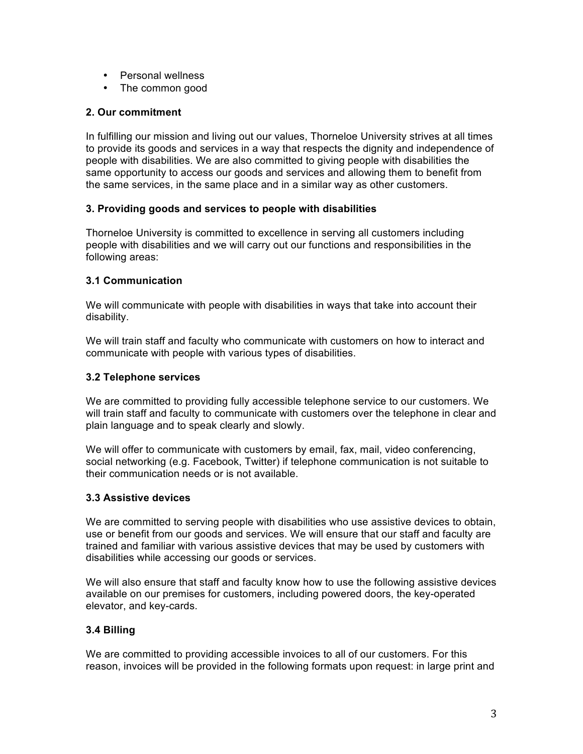- Personal wellness
- The common good

### 2. Our commitment

In fulfilling our mission and living out our values, Thorneloe University strives at all times to provide its goods and services in a way that respects the dignity and independence of people with disabilities. We are also committed to giving people with disabilities the same opportunity to access our goods and services and allowing them to benefit from the same services, in the same place and in a similar way as other customers.

### 3. Providing goods and services to people with disabilities

Thorneloe University is committed to excellence in serving all customers including people with disabilities and we will carry out our functions and responsibilities in the following areas:

#### 3.1 Communication

We will communicate with people with disabilities in ways that take into account their disability.

We will train staff and faculty who communicate with customers on how to interact and communicate with people with various types of disabilities.

#### 3.2 Telephone services

We are committed to providing fully accessible telephone service to our customers. We will train staff and faculty to communicate with customers over the telephone in clear and plain language and to speak clearly and slowly.

We will offer to communicate with customers by email, fax, mail, video conferencing, social networking (e.g. Facebook, Twitter) if telephone communication is not suitable to their communication needs or is not available.

#### 3.3 Assistive devices

We are committed to serving people with disabilities who use assistive devices to obtain, use or benefit from our goods and services. We will ensure that our staff and faculty are trained and familiar with various assistive devices that may be used by customers with disabilities while accessing our goods or services.

We will also ensure that staff and faculty know how to use the following assistive devices available on our premises for customers, including powered doors, the key-operated elevator, and key-cards.

#### 3.4 Billing

We are committed to providing accessible invoices to all of our customers. For this reason, invoices will be provided in the following formats upon request: in large print and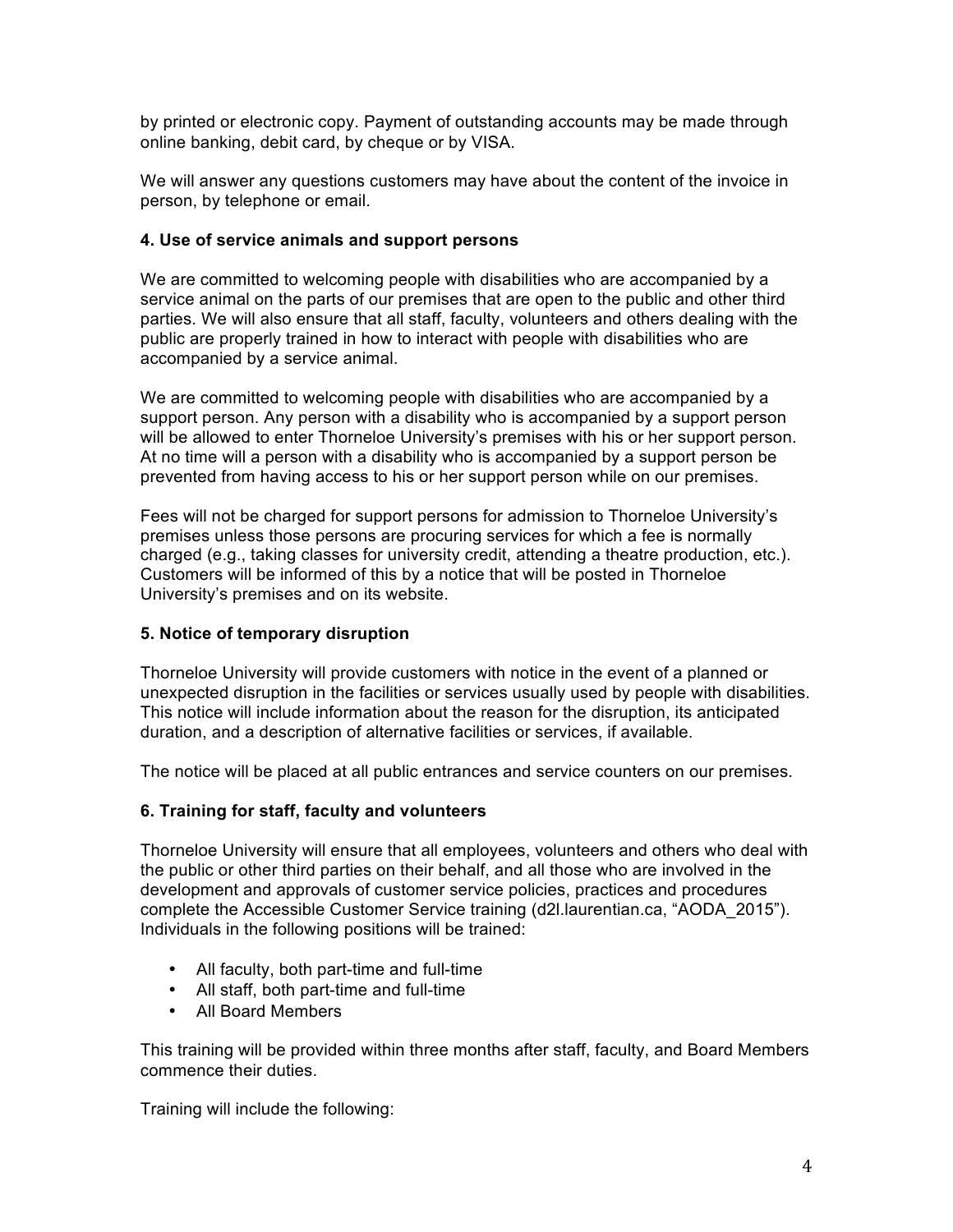by printed or electronic copy. Payment of outstanding accounts may be made through online banking, debit card, by cheque or by VISA.

We will answer any questions customers may have about the content of the invoice in person, by telephone or email.

**4. Use of service animals and support persons**

We are committed to welcoming people with disabilities who are accompanied by a service animal on the parts of our premises that are open to the public and other third parties. We will also ensure that all staff, faculty, volunteers and others dealing with the public are properly trained in how to interact with people with disabilities who are accompanied by a service animal.

We are committed to welcoming people with disabilities who are accompanied by a support person. Any person with a disability who is accompanied by a support person will be allowed to enter Thorneloe University's premises with his or her support person. At no time will a person with a disability who is accompanied by a support person be prevented from having access to his or her support person while on our premises.

Fees will not be charged for support persons for admission to Thorneloe University's premises unless those persons are procuring services for which a fee is normally charged (e.g., taking classes for university credit, attending a theatre production, etc.). Customers will be informed of this by a notice that will be posted in Thorneloe University's premises and on its website.

**5. Notice of temporary disruption**

Thorneloe University will provide customers with notice in the event of a planned or unexpected disruption in the facilities or services usually used by people with disabilities. This notice will include information about the reason for the disruption, its anticipated duration, and a description of alternative facilities or services, if available.

The notice will be placed at all public entrances and service counters on our premises.

**6. Training for staff, faculty and volunteers**

Thorneloe University will ensure that all employees, volunteers and others who deal with the public or other third parties on their behalf, and all those who are involved in the development and approvals of customer service policies, practices and procedures complete the Accessible Customer Service training (d2l.laurentian.ca, "AODA_2015"). Individuals in the following positions will be trained:

- All faculty, both part-time and full-time
- All staff, both part-time and full-time
- All Board Members

This training will be provided within three months after staff, faculty, and Board Members commence their duties.

Training will include the following: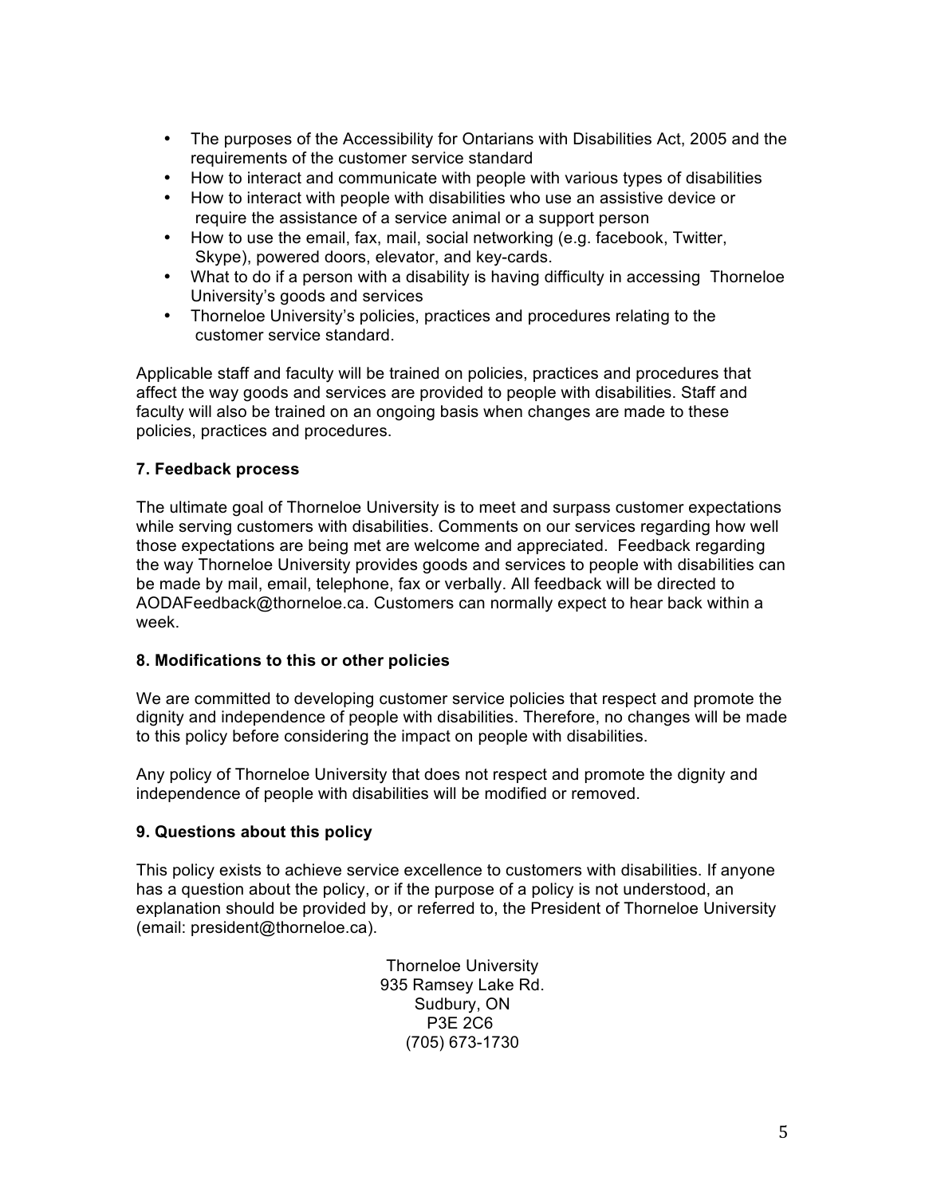- The purposes of the Accessibility for Ontarians with Disabilities Act, 2005 and the requirements of the customer service standard
- How to interact and communicate with people with various types of disabilities
- How to interact with people with disabilities who use an assistive device or require the assistance of a service animal or a support person
- How to use the email, fax, mail, social networking (e.g. facebook, Twitter, Skype), powered doors, elevator, and key-cards.
- What to do if a person with a disability is having difficulty in accessing Thorneloe University's goods and services
- Thorneloe University's policies, practices and procedures relating to the customer service standard.

Applicable staff and faculty will be trained on policies, practices and procedures that affect the way goods and services are provided to people with disabilities. Staff and faculty will also be trained on an ongoing basis when changes are made to these policies, practices and procedures.

**7. Feedback process**

The ultimate goal of Thorneloe University is to meet and surpass customer expectations while serving customers with disabilities. Comments on our services regarding how well those expectations are being met are welcome and appreciated. Feedback regarding the way Thorneloe University provides goods and services to people with disabilities can be made by mail, email, telephone, fax or verbally. All feedback will be directed to AODAFeedback@thorneloe.ca. Customers can normally expect to hear back within a week.

**8. Modifications to this or other policies**

We are committed to developing customer service policies that respect and promote the dignity and independence of people with disabilities. Therefore, no changes will be made to this policy before considering the impact on people with disabilities.

Any policy of Thorneloe University that does not respect and promote the dignity and independence of people with disabilities will be modified or removed.

**9. Questions about this policy**

This policy exists to achieve service excellence to customers with disabilities. If anyone has a question about the policy, or if the purpose of a policy is not understood, an explanation should be provided by, or referred to, the President of Thorneloe University (email: president@thorneloe.ca).

Thorneloe University
935 Ramsey Lake Rd.
Sudbury, ON
P3E 2C6
(705) 673-1730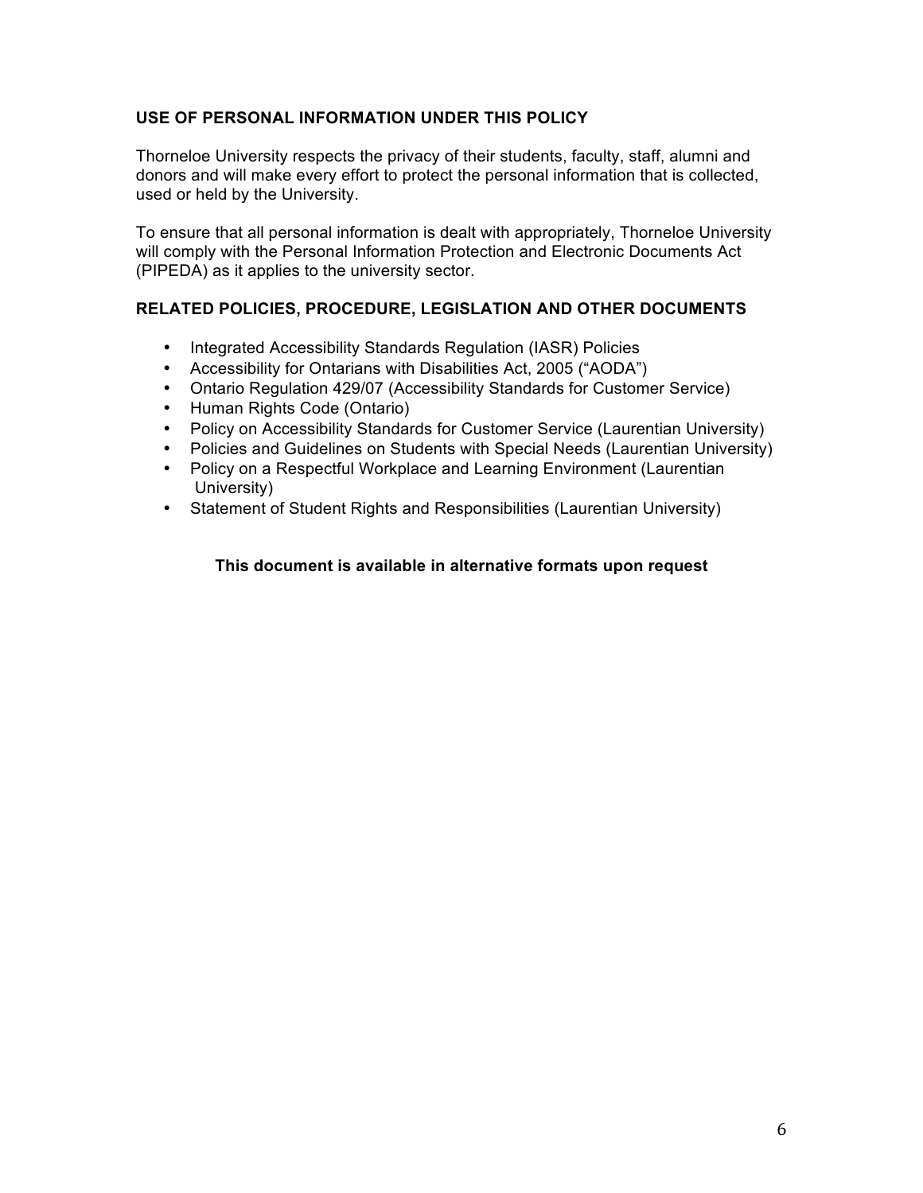## USE OF PERSONAL INFORMATION UNDER THIS POLICY

Thorneloe University respects the privacy of their students, faculty, staff, alumni and donors and will make every effort to protect the personal information that is collected, used or held by the University.

To ensure that all personal information is dealt with appropriately, Thorneloe University will comply with the Personal Information Protection and Electronic Documents Act (PIPEDA) as it applies to the university sector.

## RELATED POLICIES, PROCEDURE, LEGISLATION AND OTHER DOCUMENTS

- Integrated Accessibility Standards Regulation (IASR) Policies
- Accessibility for Ontarians with Disabilities Act, 2005 ("AODA")
- Ontario Regulation 429/07 (Accessibility Standards for Customer Service)
- Human Rights Code (Ontario)
- Policy on Accessibility Standards for Customer Service (Laurentian University)
- Policies and Guidelines on Students with Special Needs (Laurentian University)
- Policy on a Respectful Workplace and Learning Environment (Laurentian University)
- Statement of Student Rights and Responsibilities (Laurentian University)

**This document is available in alternative formats upon request**